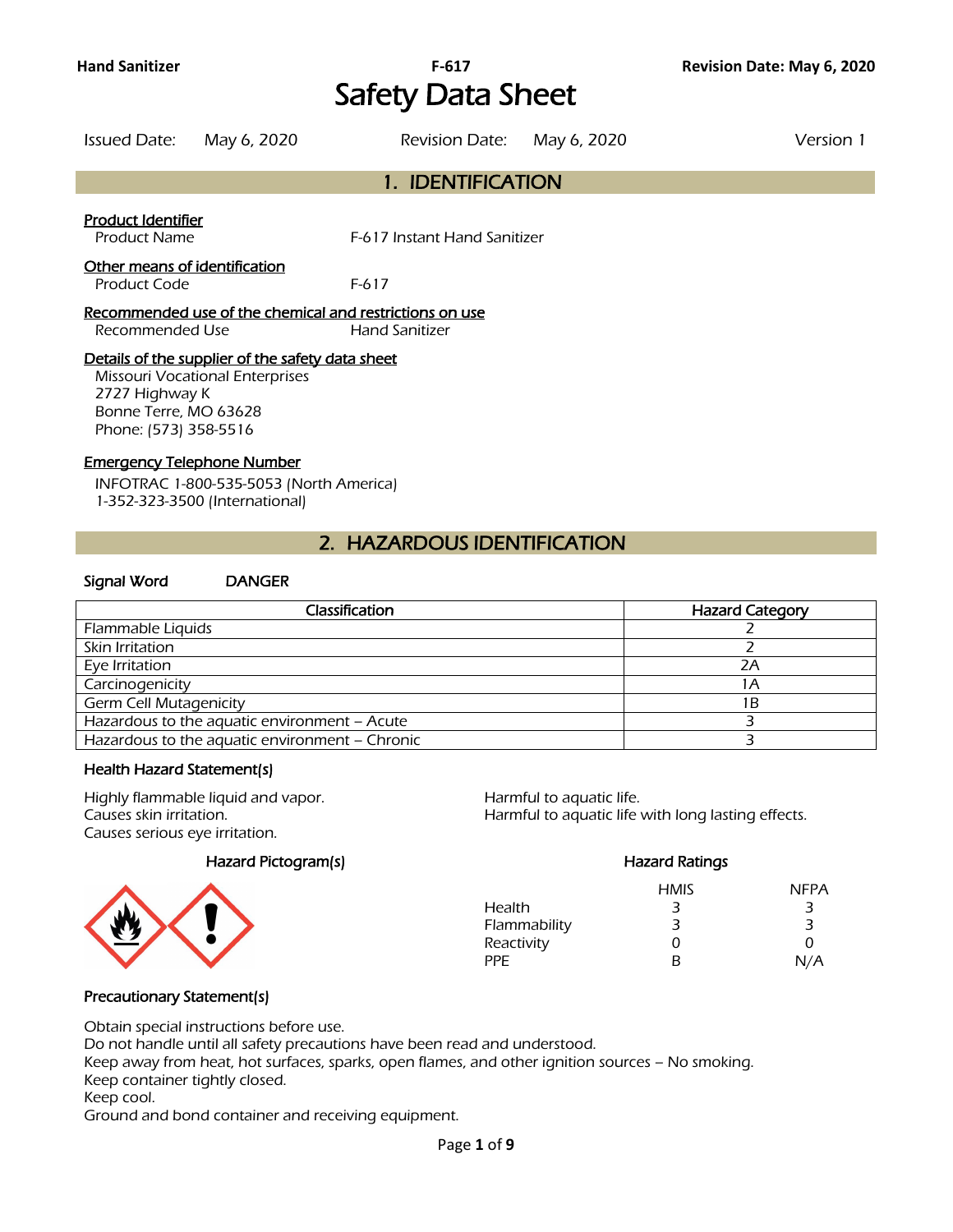# Safety Data Sheet

Issued Date: May 6, 2020 Revision Date: May 6, 2020 Version 1

## 1. IDENTIFICATION

**Product Identifier**

Product Name F-617 Instant Hand Sanitizer

**Other means of identification**

Product Code F-617

**Recommended use of the chemical and restrictions on use**

Recommended Use Hand Sanitizer

**Details of the supplier of the safety data sheet**

Missouri Vocational Enterprises
2727 Highway K
Bonne Terre, MO 63628
Phone: (573) 358-5516

**Emergency Telephone Number**

INFOTRAC 1-800-535-5053 (North America)
1-352-323-3500 (International)

## 2. HAZARDOUS IDENTIFICATION

**Signal Word** DANGER

| Classification | Hazard Category |
|---|---|
| Flammable Liquids | 2 |
| Skin Irritation | 2 |
| Eye Irritation | 2A |
| Carcinogenicity | 1A |
| Germ Cell Mutagenicity | 1B |
| Hazardous to the aquatic environment – Acute | 3 |
| Hazardous to the aquatic environment – Chronic | 3 |

### Health Hazard Statement(s)

Highly flammable liquid and vapor.
Causes skin irritation.
Causes serious eye irritation.
Harmful to aquatic life.
Harmful to aquatic life with long lasting effects.

### Hazard Pictogram(s)

### Hazard Ratings

| | HMIS | NFPA |
|---|---|---|
| Health | 3 | 3 |
| Flammability | 3 | 3 |
| Reactivity | 0 | 0 |
| PPE | B | N/A |

### Precautionary Statement(s)

Obtain special instructions before use.
Do not handle until all safety precautions have been read and understood.
Keep away from heat, hot surfaces, sparks, open flames, and other ignition sources – No smoking.
Keep container tightly closed.
Keep cool.
Ground and bond container and receiving equipment.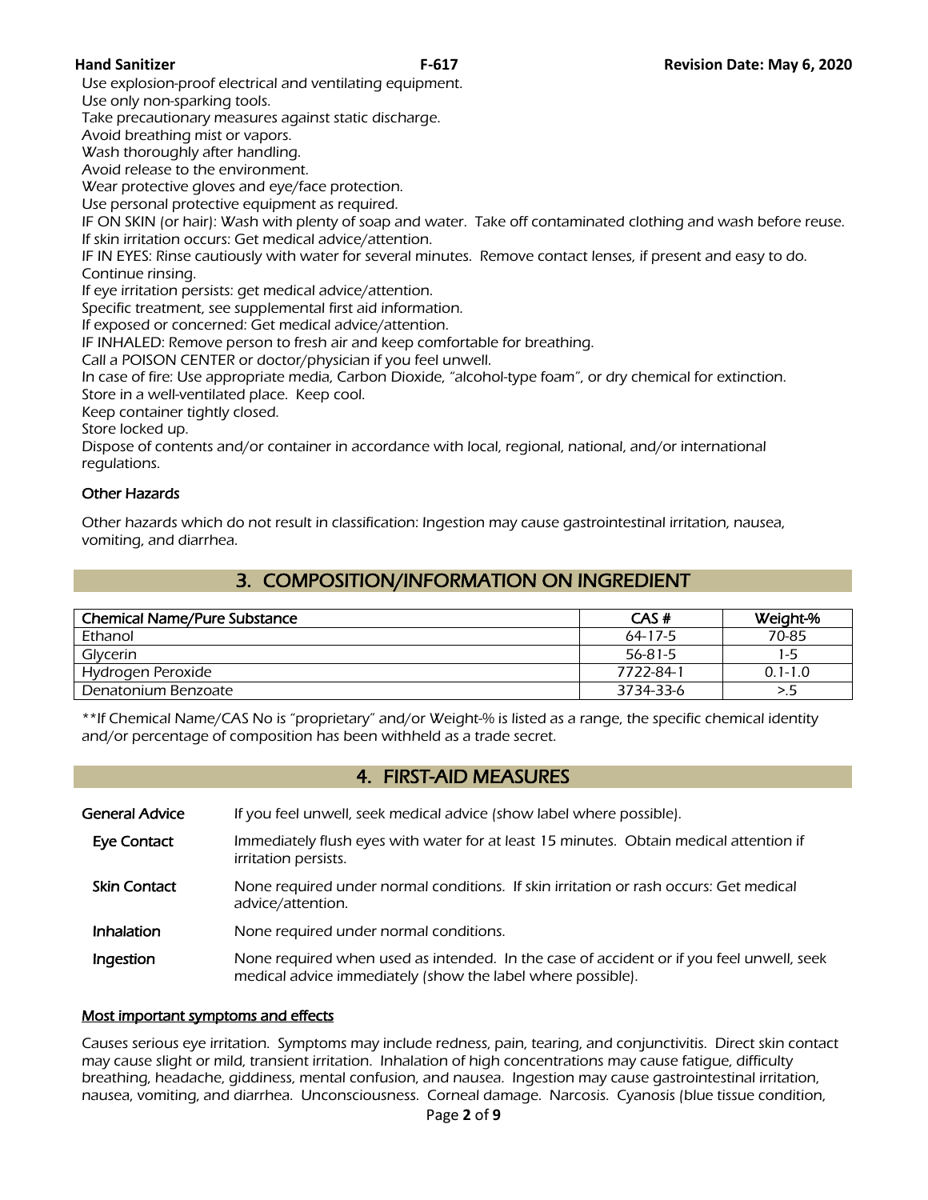Use explosion-proof electrical and ventilating equipment.
Use only non-sparking tools.
Take precautionary measures against static discharge.
Avoid breathing mist or vapors.
Wash thoroughly after handling.
Avoid release to the environment.
Wear protective gloves and eye/face protection.
Use personal protective equipment as required.
IF ON SKIN (or hair): Wash with plenty of soap and water. Take off contaminated clothing and wash before reuse.
If skin irritation occurs: Get medical advice/attention.
IF IN EYES: Rinse cautiously with water for several minutes. Remove contact lenses, if present and easy to do. Continue rinsing.
If eye irritation persists: get medical advice/attention.
Specific treatment, see supplemental first aid information.
If exposed or concerned: Get medical advice/attention.
IF INHALED: Remove person to fresh air and keep comfortable for breathing.
Call a POISON CENTER or doctor/physician if you feel unwell.
In case of fire: Use appropriate media, Carbon Dioxide, "alcohol-type foam", or dry chemical for extinction.
Store in a well-ventilated place. Keep cool.
Keep container tightly closed.
Store locked up.
Dispose of contents and/or container in accordance with local, regional, national, and/or international regulations.

### Other Hazards

Other hazards which do not result in classification: Ingestion may cause gastrointestinal irritation, nausea, vomiting, and diarrhea.

## 3. COMPOSITION/INFORMATION ON INGREDIENT

| Chemical Name/Pure Substance | CAS # | Weight-% |
|---|---|---|
| Ethanol | 64-17-5 | 70-85 |
| Glycerin | 56-81-5 | 1-5 |
| Hydrogen Peroxide | 7722-84-1 | 0.1-1.0 |
| Denatonium Benzoate | 3734-33-6 | >.5 |

**If Chemical Name/CAS No is "proprietary" and/or Weight-% is listed as a range, the specific chemical identity and/or percentage of composition has been withheld as a trade secret.

## 4. FIRST-AID MEASURES

**General Advice** If you feel unwell, seek medical advice (show label where possible).

**Eye Contact** Immediately flush eyes with water for at least 15 minutes. Obtain medical attention if irritation persists.

**Skin Contact** None required under normal conditions. If skin irritation or rash occurs: Get medical advice/attention.

**Inhalation** None required under normal conditions.

**Ingestion** None required when used as intended. In the case of accident or if you feel unwell, seek medical advice immediately (show the label where possible).

### Most important symptoms and effects

Causes serious eye irritation. Symptoms may include redness, pain, tearing, and conjunctivitis. Direct skin contact may cause slight or mild, transient irritation. Inhalation of high concentrations may cause fatigue, difficulty breathing, headache, giddiness, mental confusion, and nausea. Ingestion may cause gastrointestinal irritation, nausea, vomiting, and diarrhea. Unconsciousness. Corneal damage. Narcosis. Cyanosis (blue tissue condition,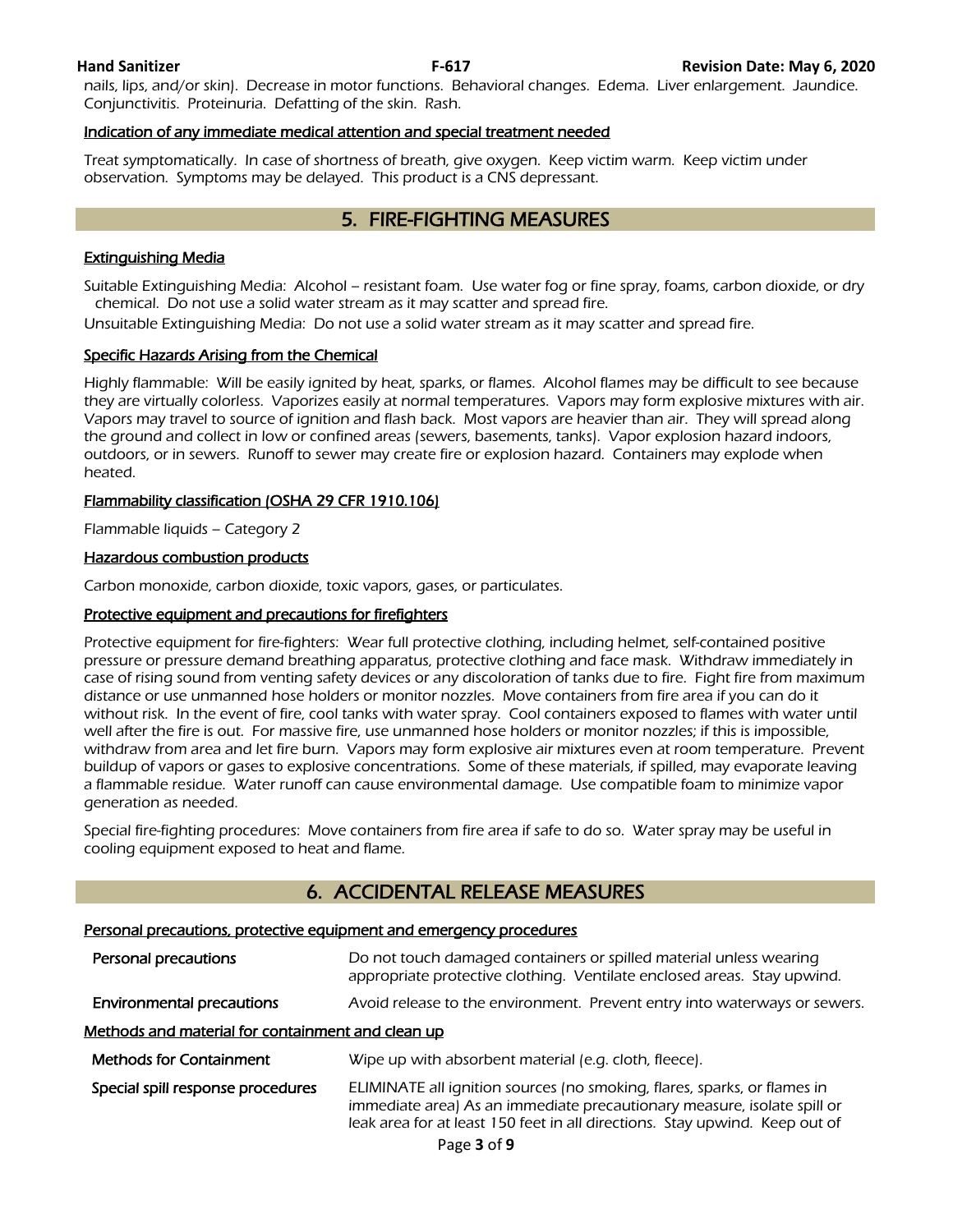nails, lips, and/or skin). Decrease in motor functions. Behavioral changes. Edema. Liver enlargement. Jaundice. Conjunctivitis. Proteinuria. Defatting of the skin. Rash.

**Indication of any immediate medical attention and special treatment needed**

Treat symptomatically. In case of shortness of breath, give oxygen. Keep victim warm. Keep victim under observation. Symptoms may be delayed. This product is a CNS depressant.

## 5. FIRE-FIGHTING MEASURES

**Extinguishing Media**

Suitable Extinguishing Media: Alcohol – resistant foam. Use water fog or fine spray, foams, carbon dioxide, or dry chemical. Do not use a solid water stream as it may scatter and spread fire.

Unsuitable Extinguishing Media: Do not use a solid water stream as it may scatter and spread fire.

**Specific Hazards Arising from the Chemical**

Highly flammable: Will be easily ignited by heat, sparks, or flames. Alcohol flames may be difficult to see because they are virtually colorless. Vaporizes easily at normal temperatures. Vapors may form explosive mixtures with air. Vapors may travel to source of ignition and flash back. Most vapors are heavier than air. They will spread along the ground and collect in low or confined areas (sewers, basements, tanks). Vapor explosion hazard indoors, outdoors, or in sewers. Runoff to sewer may create fire or explosion hazard. Containers may explode when heated.

**Flammability classification (OSHA 29 CFR 1910.106)**

Flammable liquids – Category 2

**Hazardous combustion products**

Carbon monoxide, carbon dioxide, toxic vapors, gases, or particulates.

**Protective equipment and precautions for firefighters**

Protective equipment for fire-fighters: Wear full protective clothing, including helmet, self-contained positive pressure or pressure demand breathing apparatus, protective clothing and face mask. Withdraw immediately in case of rising sound from venting safety devices or any discoloration of tanks due to fire. Fight fire from maximum distance or use unmanned hose holders or monitor nozzles. Move containers from fire area if you can do it without risk. In the event of fire, cool tanks with water spray. Cool containers exposed to flames with water until well after the fire is out. For massive fire, use unmanned hose holders or monitor nozzles; if this is impossible, withdraw from area and let fire burn. Vapors may form explosive air mixtures even at room temperature. Prevent buildup of vapors or gases to explosive concentrations. Some of these materials, if spilled, may evaporate leaving a flammable residue. Water runoff can cause environmental damage. Use compatible foam to minimize vapor generation as needed.

Special fire-fighting procedures: Move containers from fire area if safe to do so. Water spray may be useful in cooling equipment exposed to heat and flame.

## 6. ACCIDENTAL RELEASE MEASURES

**Personal precautions, protective equipment and emergency procedures**

| | |
|---|---|
| **Personal precautions** | Do not touch damaged containers or spilled material unless wearing appropriate protective clothing. Ventilate enclosed areas. Stay upwind. |
| **Environmental precautions** | Avoid release to the environment. Prevent entry into waterways or sewers. |

**Methods and material for containment and clean up**

| | |
|---|---|
| **Methods for Containment** | Wipe up with absorbent material (e.g. cloth, fleece). |
| **Special spill response procedures** | ELIMINATE all ignition sources (no smoking, flares, sparks, or flames in immediate area) As an immediate precautionary measure, isolate spill or leak area for at least 150 feet in all directions. Stay upwind. Keep out of |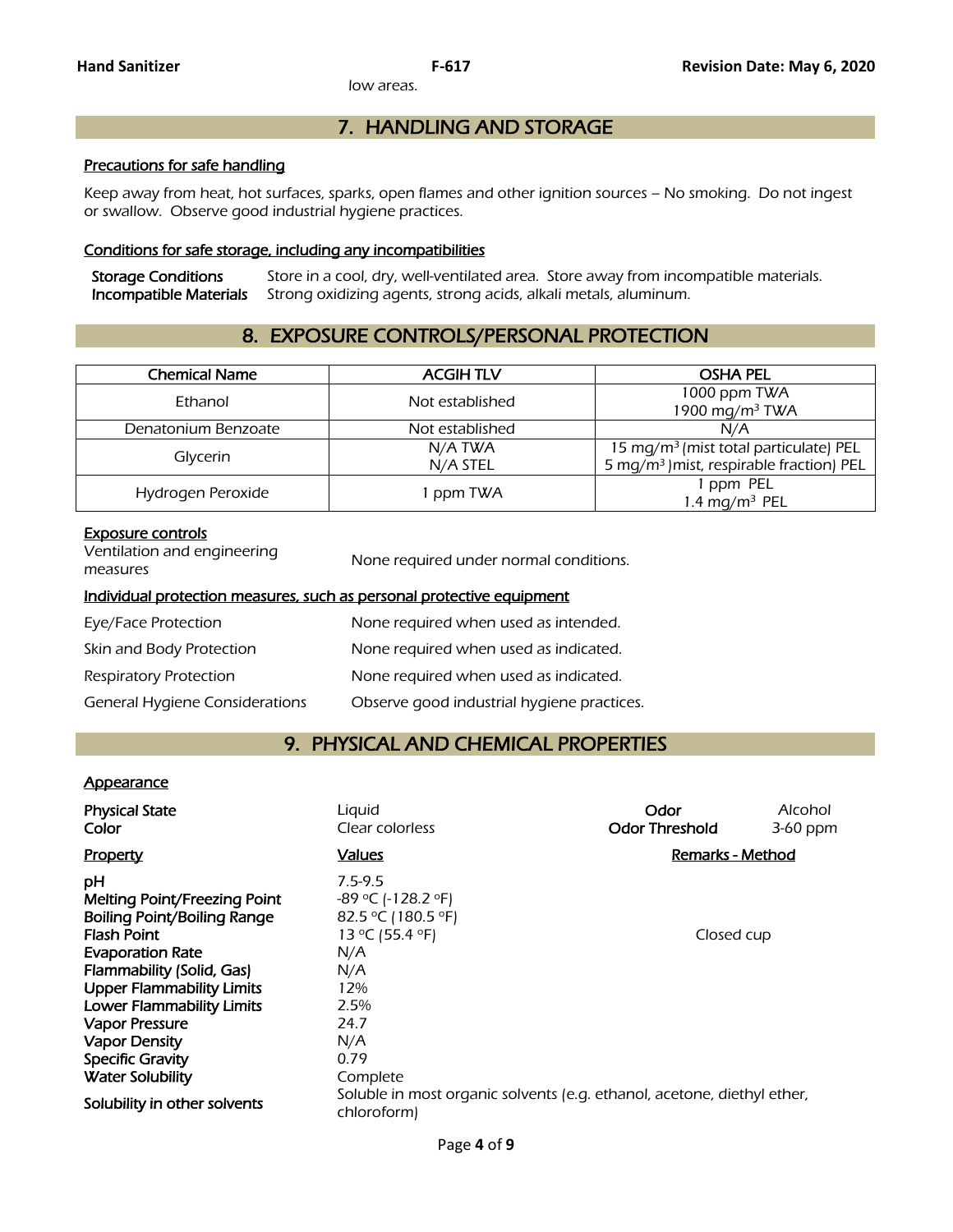low areas.

## 7. HANDLING AND STORAGE

### Precautions for safe handling

Keep away from heat, hot surfaces, sparks, open flames and other ignition sources – No smoking. Do not ingest or swallow. Observe good industrial hygiene practices.

### Conditions for safe storage, including any incompatibilities

**Storage Conditions** Store in a cool, dry, well-ventilated area. Store away from incompatible materials.
**Incompatible Materials** Strong oxidizing agents, strong acids, alkali metals, aluminum.

## 8. EXPOSURE CONTROLS/PERSONAL PROTECTION

| Chemical Name | ACGIH TLV | OSHA PEL |
|---|---|---|
| Ethanol | Not established | 1000 ppm TWA<br>1900 mg/m$^3$ TWA |
| Denatonium Benzoate | Not established | N/A |
| Glycerin | N/A TWA<br>N/A STEL | 15 mg/m$^3$ (mist total particulate) PEL<br>5 mg/m$^3$ )mist, respirable fraction) PEL |
| Hydrogen Peroxide | 1 ppm TWA | 1 ppm PEL<br>1.4 mg/m$^3$ PEL |

### Exposure controls

Ventilation and engineering measures — None required under normal conditions.

### Individual protection measures, such as personal protective equipment

| | |
|---|---|
| Eye/Face Protection | None required when used as intended. |
| Skin and Body Protection | None required when used as indicated. |
| Respiratory Protection | None required when used as indicated. |
| General Hygiene Considerations | Observe good industrial hygiene practices. |

## 9. PHYSICAL AND CHEMICAL PROPERTIES

### Appearance

**Physical State** Liquid — **Odor** Alcohol
**Color** Clear colorless — **Odor Threshold** 3-60 ppm

| Property | Values | Remarks - Method |
|---|---|---|
| **pH** | 7.5-9.5 | |
| **Melting Point/Freezing Point** | -89 °C (-128.2 °F) | |
| **Boiling Point/Boiling Range** | 82.5 °C (180.5 °F) | |
| **Flash Point** | 13 °C (55.4 °F) | Closed cup |
| **Evaporation Rate** | N/A | |
| **Flammability (Solid, Gas)** | N/A | |
| **Upper Flammability Limits** | 12% | |
| **Lower Flammability Limits** | 2.5% | |
| **Vapor Pressure** | 24.7 | |
| **Vapor Density** | N/A | |
| **Specific Gravity** | 0.79 | |
| **Water Solubility** | Complete | |
| **Solubility in other solvents** | Soluble in most organic solvents (e.g. ethanol, acetone, diethyl ether, chloroform) | |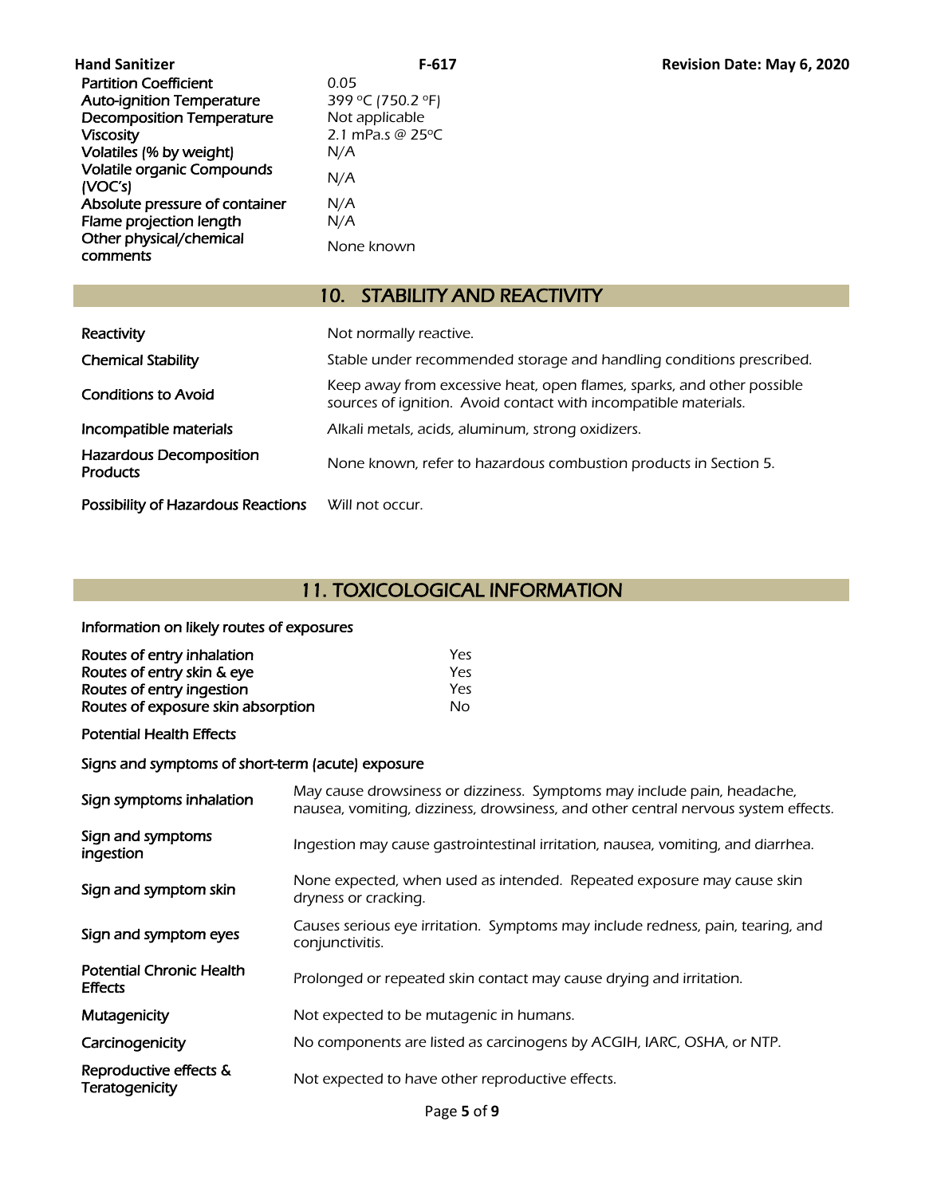| | |
|---|---|
| Partition Coefficient | 0.05 |
| Auto-ignition Temperature | 399 °C (750.2 °F) |
| Decomposition Temperature | Not applicable |
| Viscosity | 2.1 mPa.s @ 25°C |
| Volatiles (% by weight) | N/A |
| Volatile organic Compounds (VOC's) | N/A |
| Absolute pressure of container | N/A |
| Flame projection length | N/A |
| Other physical/chemical comments | None known |

## 10. STABILITY AND REACTIVITY

| | |
|---|---|
| Reactivity | Not normally reactive. |
| Chemical Stability | Stable under recommended storage and handling conditions prescribed. |
| Conditions to Avoid | Keep away from excessive heat, open flames, sparks, and other possible sources of ignition. Avoid contact with incompatible materials. |
| Incompatible materials | Alkali metals, acids, aluminum, strong oxidizers. |
| Hazardous Decomposition Products | None known, refer to hazardous combustion products in Section 5. |
| Possibility of Hazardous Reactions | Will not occur. |

## 11. TOXICOLOGICAL INFORMATION

Information on likely routes of exposures

| | |
|---|---|
| Routes of entry inhalation | Yes |
| Routes of entry skin & eye | Yes |
| Routes of entry ingestion | Yes |
| Routes of exposure skin absorption | No |

Potential Health Effects

Signs and symptoms of short-term (acute) exposure

| | |
|---|---|
| Sign symptoms inhalation | May cause drowsiness or dizziness. Symptoms may include pain, headache, nausea, vomiting, dizziness, drowsiness, and other central nervous system effects. |
| Sign and symptoms ingestion | Ingestion may cause gastrointestinal irritation, nausea, vomiting, and diarrhea. |
| Sign and symptom skin | None expected, when used as intended. Repeated exposure may cause skin dryness or cracking. |
| Sign and symptom eyes | Causes serious eye irritation. Symptoms may include redness, pain, tearing, and conjunctivitis. |
| Potential Chronic Health Effects | Prolonged or repeated skin contact may cause drying and irritation. |
| Mutagenicity | Not expected to be mutagenic in humans. |
| Carcinogenicity | No components are listed as carcinogens by ACGIH, IARC, OSHA, or NTP. |
| Reproductive effects & Teratogenicity | Not expected to have other reproductive effects. |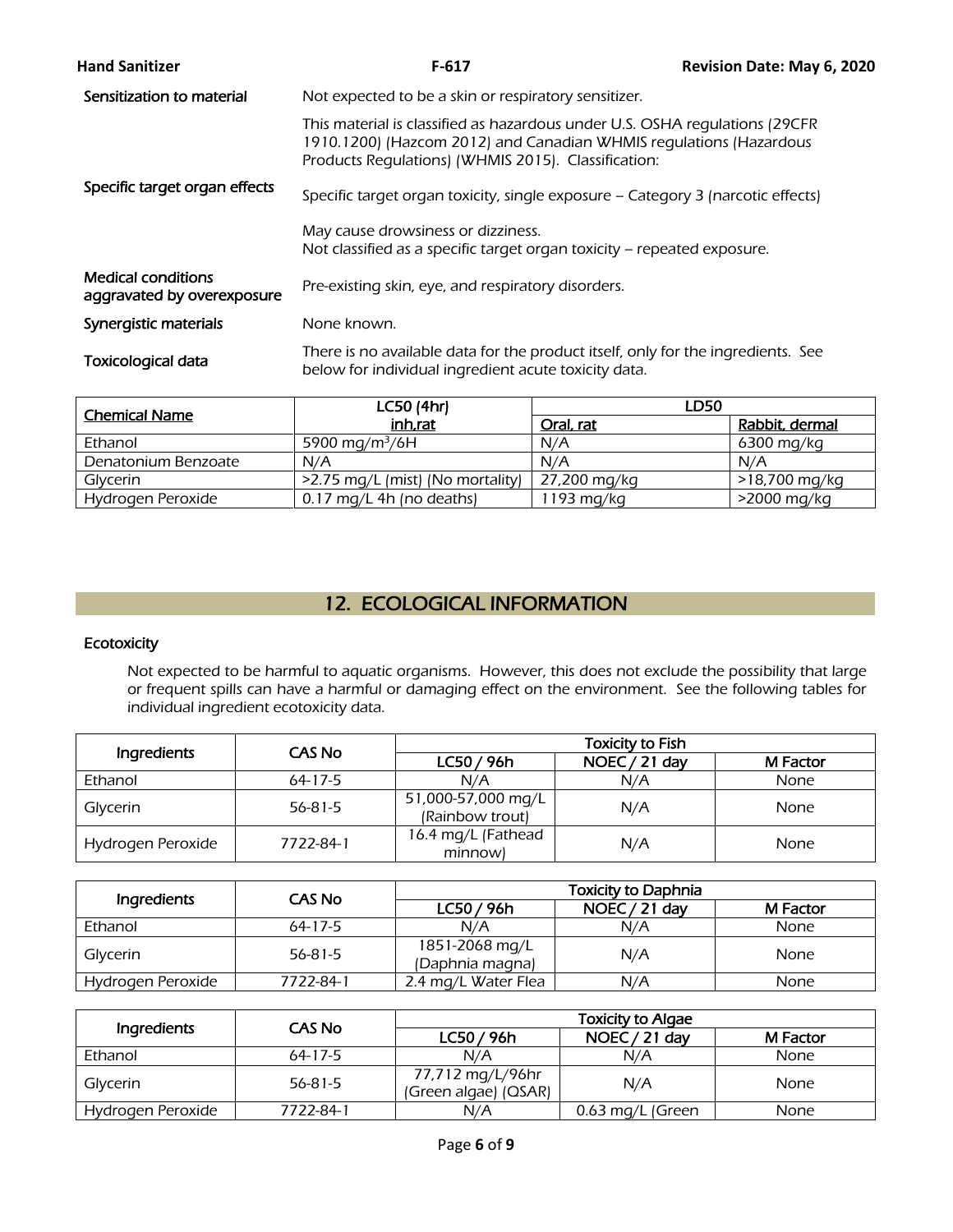| | |
|---|---|
| Sensitization to material | Not expected to be a skin or respiratory sensitizer. |
| Specific target organ effects | This material is classified as hazardous under U.S. OSHA regulations (29CFR 1910.1200) (Hazcom 2012) and Canadian WHMIS regulations (Hazardous Products Regulations) (WHMIS 2015). Classification:<br><br>Specific target organ toxicity, single exposure – Category 3 (narcotic effects)<br><br>May cause drowsiness or dizziness.<br>Not classified as a specific target organ toxicity – repeated exposure. |
| Medical conditions aggravated by overexposure | Pre-existing skin, eye, and respiratory disorders. |
| Synergistic materials | None known. |
| Toxicological data | There is no available data for the product itself, only for the ingredients. See below for individual ingredient acute toxicity data. |

| Chemical Name | LC50 (4hr) inh,rat | LD50 | |
|---|---|---|---|
| | | Oral, rat | Rabbit, dermal |
| Ethanol | 5900 mg/m$^3$/6H | N/A | 6300 mg/kg |
| Denatonium Benzoate | N/A | N/A | N/A |
| Glycerin | >2.75 mg/L (mist) (No mortality) | 27,200 mg/kg | >18,700 mg/kg |
| Hydrogen Peroxide | 0.17 mg/L 4h (no deaths) | 1193 mg/kg | >2000 mg/kg |

## 12. ECOLOGICAL INFORMATION

### Ecotoxicity

Not expected to be harmful to aquatic organisms. However, this does not exclude the possibility that large or frequent spills can have a harmful or damaging effect on the environment. See the following tables for individual ingredient ecotoxicity data.

| Ingredients | CAS No | Toxicity to Fish | | |
|---|---|---|---|---|
| | | LC50 / 96h | NOEC / 21 day | M Factor |
| Ethanol | 64-17-5 | N/A | N/A | None |
| Glycerin | 56-81-5 | 51,000-57,000 mg/L (Rainbow trout) | N/A | None |
| Hydrogen Peroxide | 7722-84-1 | 16.4 mg/L (Fathead minnow) | N/A | None |

| Ingredients | CAS No | Toxicity to Daphnia | | |
|---|---|---|---|---|
| | | LC50 / 96h | NOEC / 21 day | M Factor |
| Ethanol | 64-17-5 | N/A | N/A | None |
| Glycerin | 56-81-5 | 1851-2068 mg/L (Daphnia magna) | N/A | None |
| Hydrogen Peroxide | 7722-84-1 | 2.4 mg/L Water Flea | N/A | None |

| Ingredients | CAS No | Toxicity to Algae | | |
|---|---|---|---|---|
| | | LC50 / 96h | NOEC / 21 day | M Factor |
| Ethanol | 64-17-5 | N/A | N/A | None |
| Glycerin | 56-81-5 | 77,712 mg/L/96hr (Green algae) (QSAR) | N/A | None |
| Hydrogen Peroxide | 7722-84-1 | N/A | 0.63 mg/L (Green | None |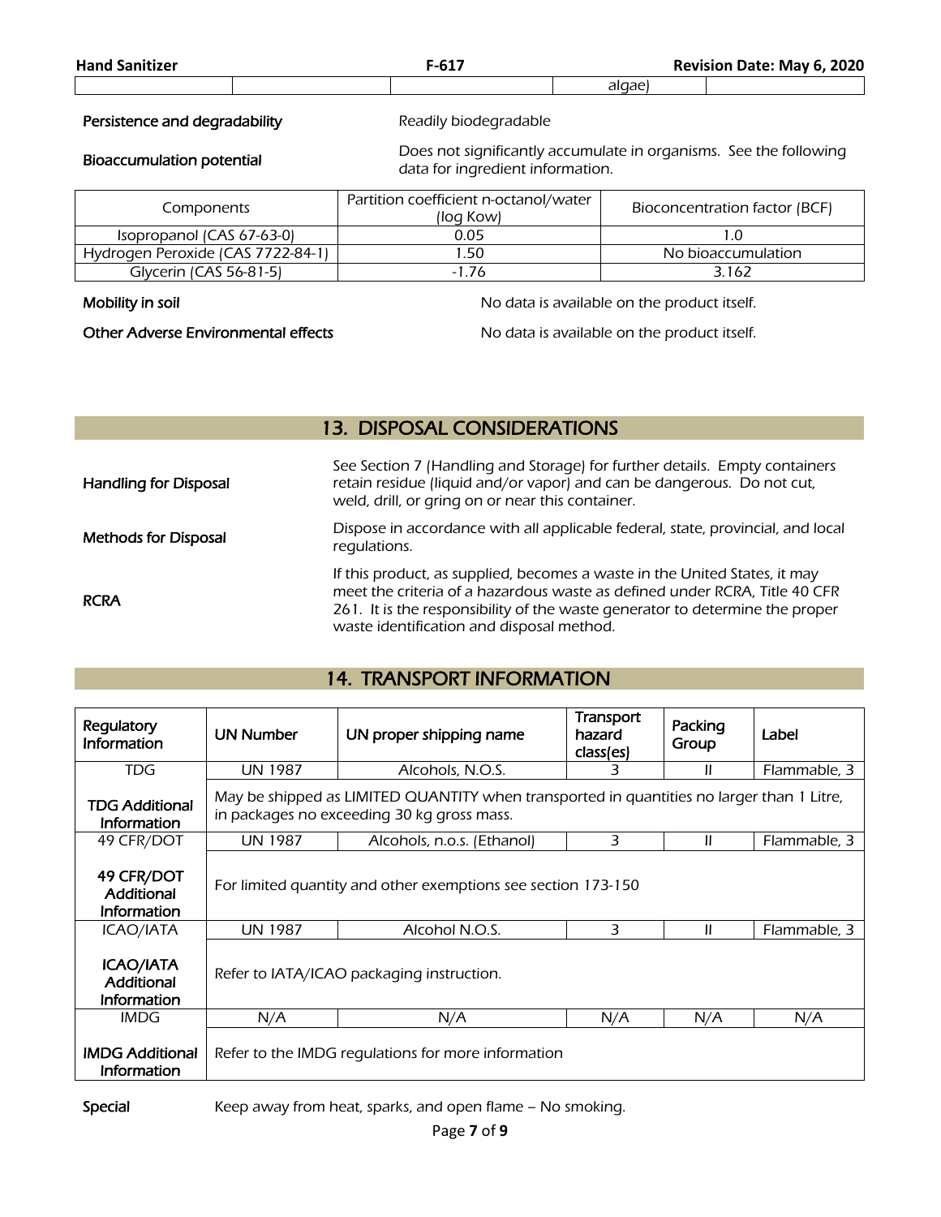| | | | algae) | |
|---|---|---|---|---|

**Persistence and degradability** Readily biodegradable

**Bioaccumulation potential** Does not significantly accumulate in organisms. See the following data for ingredient information.

| Components | Partition coefficient n-octanol/water (log Kow) | Bioconcentration factor (BCF) |
|---|---|---|
| Isopropanol (CAS 67-63-0) | 0.05 | 1.0 |
| Hydrogen Peroxide (CAS 7722-84-1) | 1.50 | No bioaccumulation |
| Glycerin (CAS 56-81-5) | -1.76 | 3.162 |

**Mobility in soil** No data is available on the product itself.

**Other Adverse Environmental effects** No data is available on the product itself.

## 13. DISPOSAL CONSIDERATIONS

**Handling for Disposal** See Section 7 (Handling and Storage) for further details. Empty containers retain residue (liquid and/or vapor) and can be dangerous. Do not cut, weld, drill, or gring on or near this container.

**Methods for Disposal** Dispose in accordance with all applicable federal, state, provincial, and local regulations.

**RCRA** If this product, as supplied, becomes a waste in the United States, it may meet the criteria of a hazardous waste as defined under RCRA, Title 40 CFR 261. It is the responsibility of the waste generator to determine the proper waste identification and disposal method.

## 14. TRANSPORT INFORMATION

| Regulatory Information | UN Number | UN proper shipping name | Transport hazard class(es) | Packing Group | Label |
|---|---|---|---|---|---|
| TDG | UN 1987 | Alcohols, N.O.S. | 3 | II | Flammable, 3 |
| TDG Additional Information | May be shipped as LIMITED QUANTITY when transported in quantities no larger than 1 Litre, in packages no exceeding 30 kg gross mass. | | | | |
| 49 CFR/DOT | UN 1987 | Alcohols, n.o.s. (Ethanol) | 3 | II | Flammable, 3 |
| 49 CFR/DOT Additional Information | For limited quantity and other exemptions see section 173-150 | | | | |
| ICAO/IATA | UN 1987 | Alcohol N.O.S. | 3 | II | Flammable, 3 |
| ICAO/IATA Additional Information | Refer to IATA/ICAO packaging instruction. | | | | |
| IMDG | N/A | N/A | N/A | N/A | N/A |
| IMDG Additional Information | Refer to the IMDG regulations for more information | | | | |

**Special** Keep away from heat, sparks, and open flame – No smoking.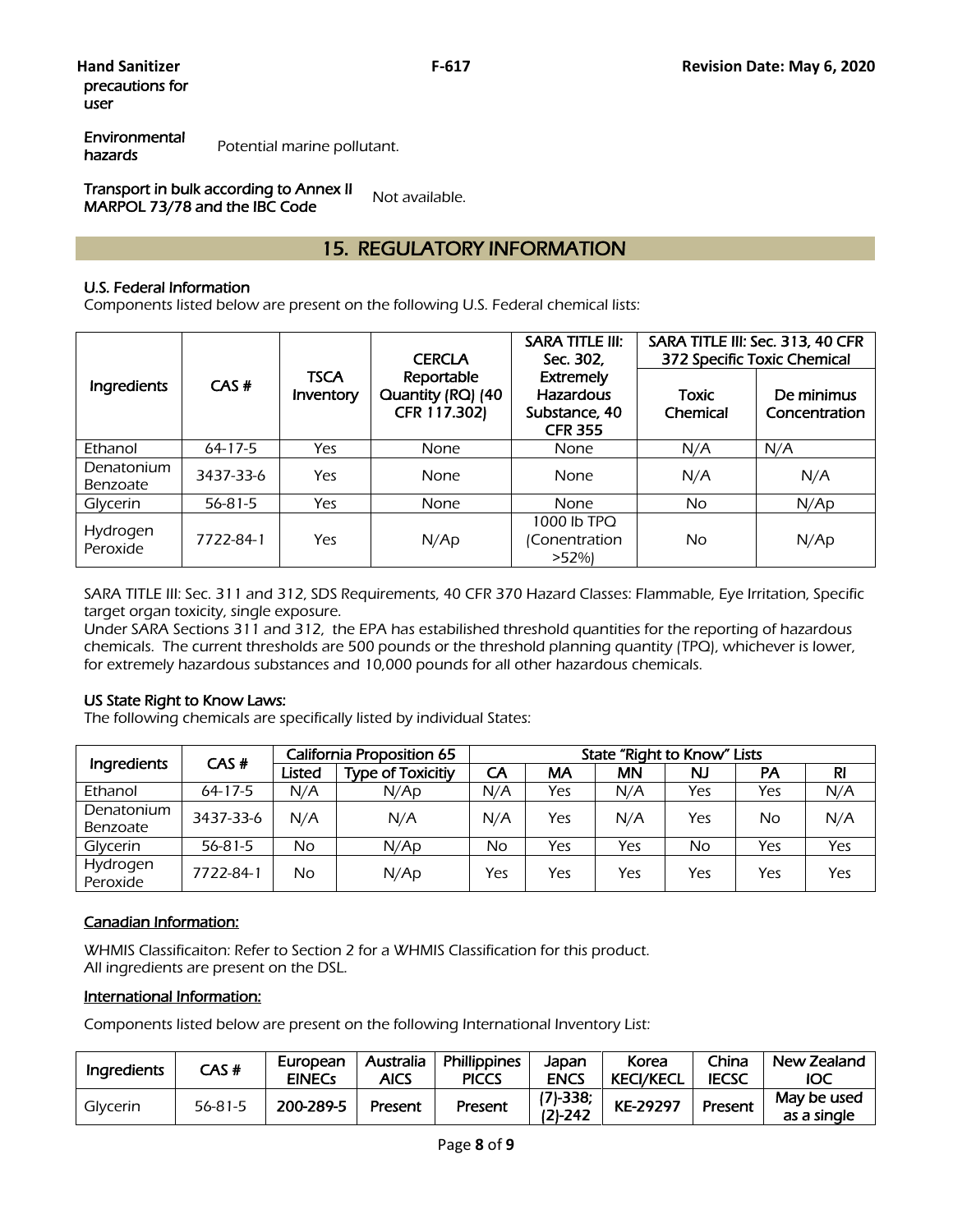precautions for user

**Environmental hazards** Potential marine pollutant.

**Transport in bulk according to Annex II MARPOL 73/78 and the IBC Code** Not available.

## 15. REGULATORY INFORMATION

### U.S. Federal Information

*Components listed below are present on the following U.S. Federal chemical lists:*

| Ingredients | CAS # | TSCA Inventory | CERCLA Reportable Quantity (RQ) (40 CFR 117.302) | SARA TITLE III: Sec. 302, Extremely Hazardous Substance, 40 CFR 355 | SARA TITLE III: Sec. 313, 40 CFR 372 Specific Toxic Chemical | |
|---|---|---|---|---|---|---|
| | | | | | Toxic Chemical | De minimus Concentration |
| Ethanol | 64-17-5 | Yes | None | None | N/A | N/A |
| Denatonium Benzoate | 3437-33-6 | Yes | None | None | N/A | N/A |
| Glycerin | 56-81-5 | Yes | None | None | No | N/Ap |
| Hydrogen Peroxide | 7722-84-1 | Yes | N/Ap | 1000 lb TPQ (Conentration >52%) | No | N/Ap |

*SARA TITLE III: Sec. 311 and 312, SDS Requirements, 40 CFR 370 Hazard Classes: Flammable, Eye Irritation, Specific target organ toxicity, single exposure.*
*Under SARA Sections 311 and 312, the EPA has estabilished threshold quantities for the reporting of hazardous chemicals. The current thresholds are 500 pounds or the threshold planning quantity (TPQ), whichever is lower, for extremely hazardous substances and 10,000 pounds for all other hazardous chemicals.*

### US State Right to Know Laws:

*The following chemicals are specifically listed by individual States:*

| Ingredients | CAS # | California Proposition 65 | | State "Right to Know" Lists | | | | | |
|---|---|---|---|---|---|---|---|---|---|
| | | Listed | Type of Toxicitiy | CA | MA | MN | NJ | PA | RI |
| Ethanol | 64-17-5 | N/A | N/Ap | N/A | Yes | N/A | Yes | Yes | N/A |
| Denatonium Benzoate | 3437-33-6 | N/A | N/A | N/A | Yes | N/A | Yes | No | N/A |
| Glycerin | 56-81-5 | No | N/Ap | No | Yes | Yes | No | Yes | Yes |
| Hydrogen Peroxide | 7722-84-1 | No | N/Ap | Yes | Yes | Yes | Yes | Yes | Yes |

### Canadian Information:

*WHMIS Classificaiton: Refer to Section 2 for a WHMIS Classification for this product.*
*All ingredients are present on the DSL.*

### International Information:

*Components listed below are present on the following International Inventory List:*

| Ingredients | CAS # | European EINECs | Australia AICS | Phillippines PICCS | Japan ENCS | Korea KECI/KECL | China IECSC | New Zealand IOC |
|---|---|---|---|---|---|---|---|---|
| Glycerin | 56-81-5 | 200-289-5 | Present | Present | (7)-338; (2)-242 | KE-29297 | Present | May be used as a single |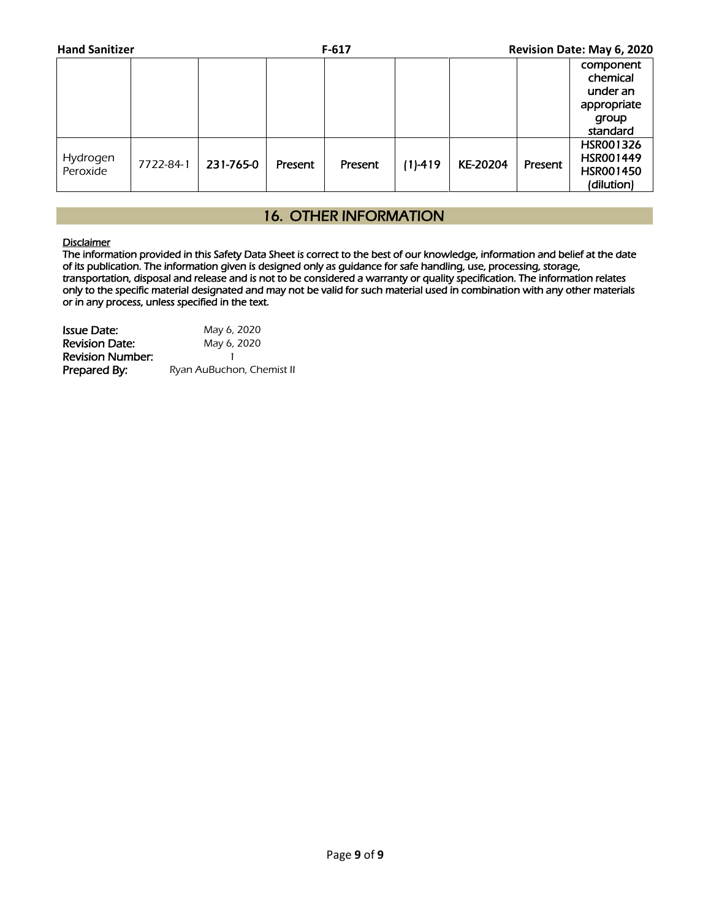| | | | | | | | | |
|---|---|---|---|---|---|---|---|---|
| | | | | | | | | component chemical under an appropriate group standard |
| Hydrogen Peroxide | 7722-84-1 | 231-765-0 | Present | Present | (1)-419 | KE-20204 | Present | HSR001326 HSR001449 HSR001450 (dilution) |

## 16. OTHER INFORMATION

Disclaimer

The information provided in this Safety Data Sheet is correct to the best of our knowledge, information and belief at the date of its publication. The information given is designed only as guidance for safe handling, use, processing, storage, transportation, disposal and release and is not to be considered a warranty or quality specification. The information relates only to the specific material designated and may not be valid for such material used in combination with any other materials or in any process, unless specified in the text.

**Issue Date:** May 6, 2020
**Revision Date:** May 6, 2020
**Revision Number:** 1
**Prepared By:** Ryan AuBuchon, Chemist II